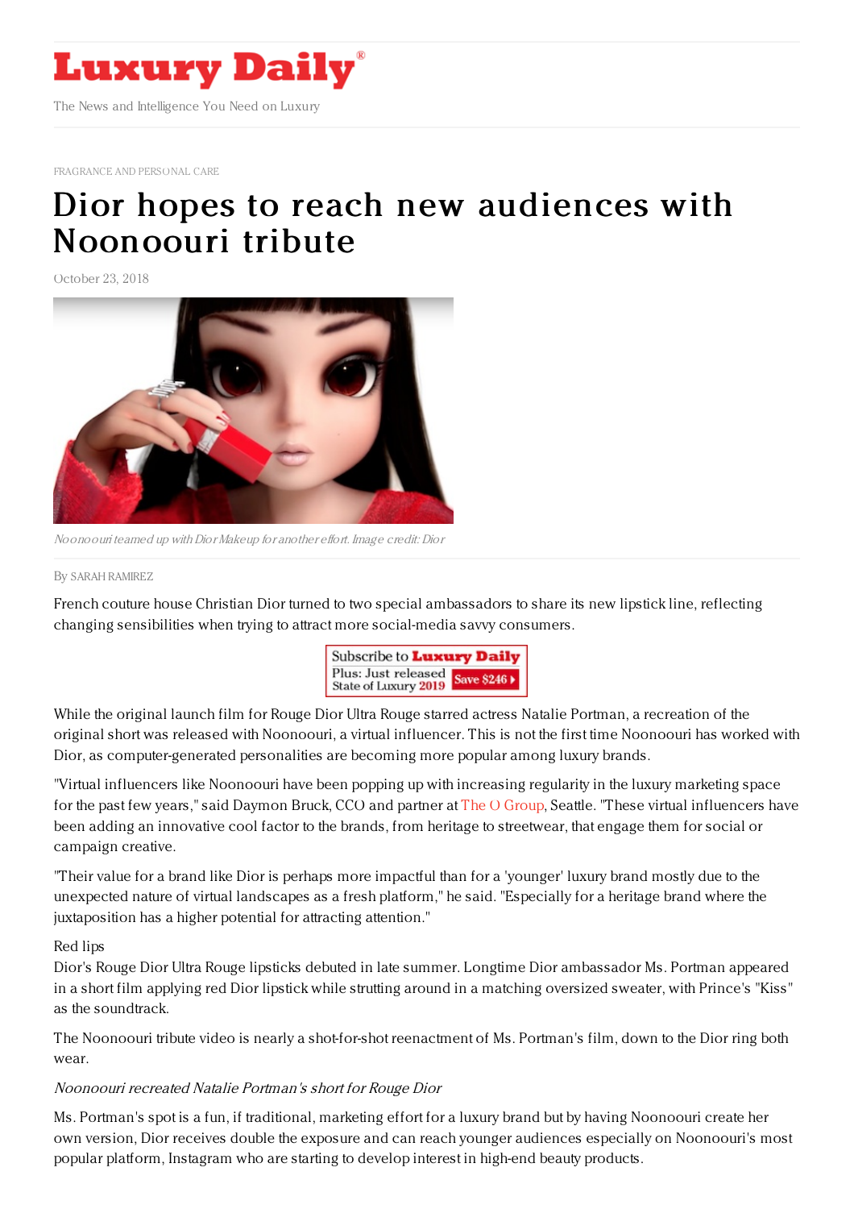FRAGRANCE AND PERSONAL CARE

# Dior hopes to reach new audiences with Noonoouri tribute

October 23, 2018

*Noonoouri teamed up with Dior Makeup for another effort. Image credit: Dior*

By SARAH RAMIREZ

French couture house Christian Dior turned to two special ambassadors to share its new lipstick line, reflecting changing sensibilities when trying to attract more social-media savvy consumers.

While the original launch film for Rouge Dior Ultra Rouge starred actress Natalie Portman, a recreation of the original short was released with Noonoouri, a virtual influencer. This is not the first time Noonoouri has worked with Dior, as computer-generated personalities are becoming more popular among luxury brands.

"Virtual influencers like Noonoouri have been popping up with increasing regularity in the luxury marketing space for the past few years," said Daymon Bruck, CCO and partner at The O Group, Seattle. "These virtual influencers have been adding an innovative cool factor to the brands, from heritage to streetwear, that engage them for social or campaign creative.

"Their value for a brand like Dior is perhaps more impactful than for a 'younger' luxury brand mostly due to the unexpected nature of virtual landscapes as a fresh platform," he said. "Especially for a heritage brand where the juxtaposition has a higher potential for attracting attention."

## Red lips

Dior's Rouge Dior Ultra Rouge lipsticks debuted in late summer. Longtime Dior ambassador Ms. Portman appeared in a short film applying red Dior lipstick while strutting around in a matching oversized sweater, with Prince's "Kiss" as the soundtrack.

The Noonoouri tribute video is nearly a shot-for-shot reenactment of Ms. Portman's film, down to the Dior ring both wear.

*Noonoouri recreated Natalie Portman's short for Rouge Dior*

Ms. Portman's spot is a fun, if traditional, marketing effort for a luxury brand but by having Noonoouri create her own version, Dior receives double the exposure and can reach younger audiences especially on Noonoouri's most popular platform, Instagram who are starting to develop interest in high-end beauty products.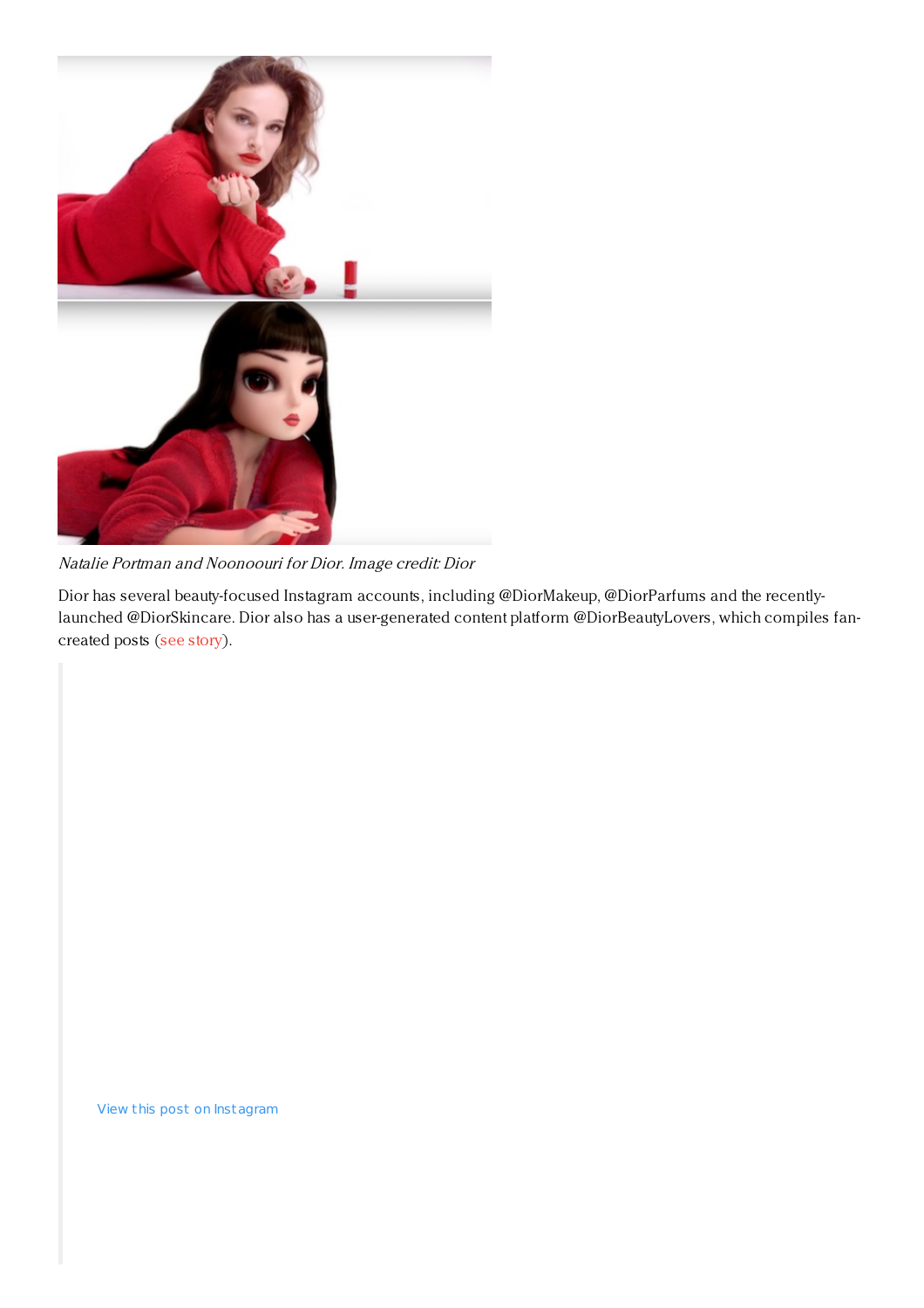*Natalie Portman and Noonoouri for Dior. Image credit: Dior*

Dior has several beauty-focused Instagram accounts, including @DiorMakeup, @DiorParfums and the recently-launched @DiorSkincare. Dior also has a user-generated content platform @DiorBeautyLovers, which compiles fan-created posts (see story).

View this post on Instagram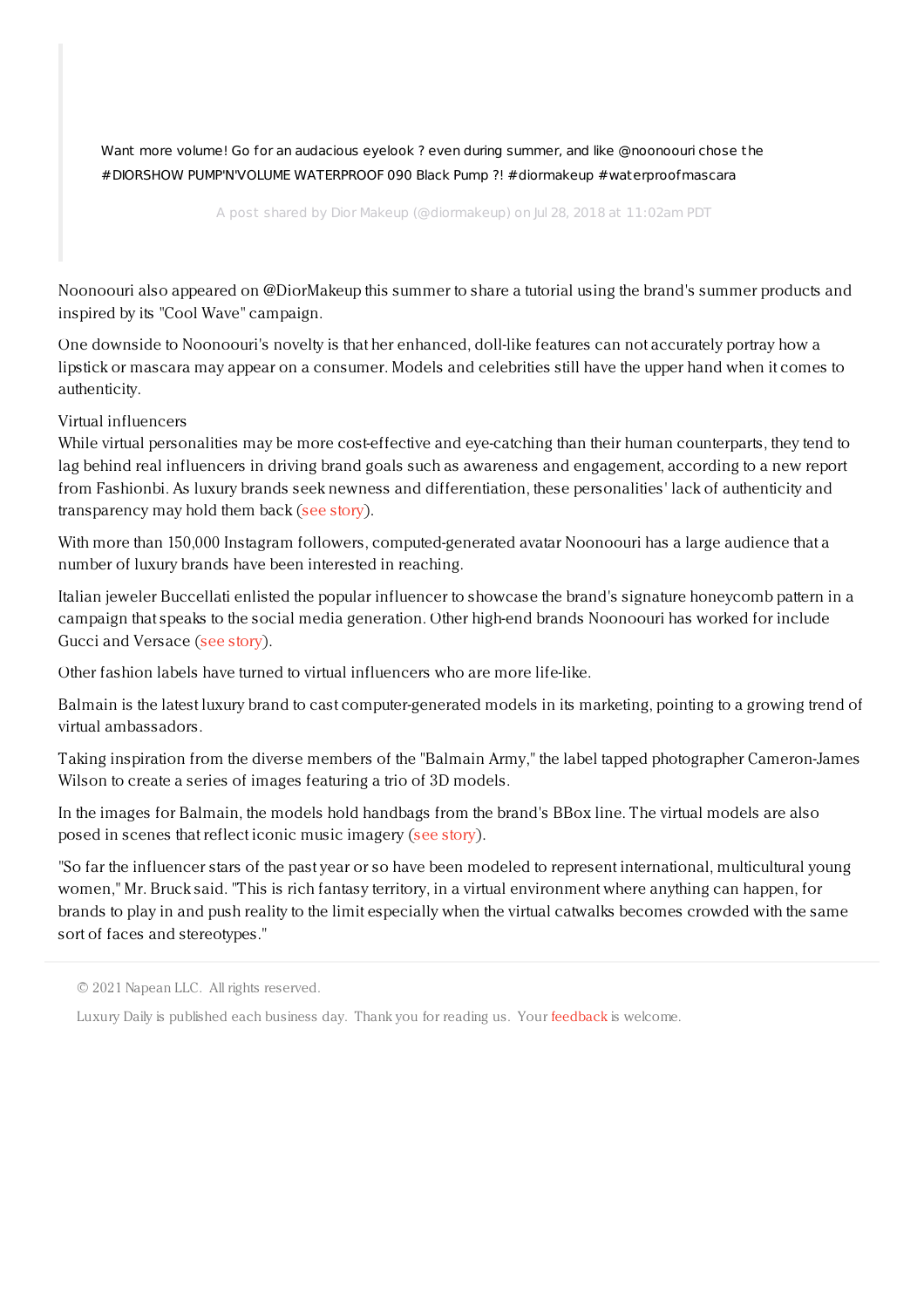> Want more volume! Go for an audacious eyelook ? even during summer, and like @noonoouri chose the #DIORSHOW PUMP'N'VOLUME WATERPROOF 090 Black Pump ?! #diormakeup #waterproofmascara
>
> A post shared by Dior Makeup (@diormakeup) on Jul 28, 2018 at 11:02am PDT

Noonoouri also appeared on @DiorMakeup this summer to share a tutorial using the brand's summer products and inspired by its "Cool Wave" campaign.

One downside to Noonoouri's novelty is that her enhanced, doll-like features can not accurately portray how a lipstick or mascara may appear on a consumer. Models and celebrities still have the upper hand when it comes to authenticity.

Virtual influencers

While virtual personalities may be more cost-effective and eye-catching than their human counterparts, they tend to lag behind real influencers in driving brand goals such as awareness and engagement, according to a new report from Fashionbi. As luxury brands seek newness and differentiation, these personalities' lack of authenticity and transparency may hold them back (see story).

With more than 150,000 Instagram followers, computed-generated avatar Noonoouri has a large audience that a number of luxury brands have been interested in reaching.

Italian jeweler Buccellati enlisted the popular influencer to showcase the brand's signature honeycomb pattern in a campaign that speaks to the social media generation. Other high-end brands Noonoouri has worked for include Gucci and Versace (see story).

Other fashion labels have turned to virtual influencers who are more life-like.

Balmain is the latest luxury brand to cast computer-generated models in its marketing, pointing to a growing trend of virtual ambassadors.

Taking inspiration from the diverse members of the "Balmain Army," the label tapped photographer Cameron-James Wilson to create a series of images featuring a trio of 3D models.

In the images for Balmain, the models hold handbags from the brand's BBox line. The virtual models are also posed in scenes that reflect iconic music imagery (see story).

"So far the influencer stars of the past year or so have been modeled to represent international, multicultural young women," Mr. Bruck said. "This is rich fantasy territory, in a virtual environment where anything can happen, for brands to play in and push reality to the limit especially when the virtual catwalks becomes crowded with the same sort of faces and stereotypes."

© 2021 Napean LLC. All rights reserved.

Luxury Daily is published each business day. Thank you for reading us. Your feedback is welcome.